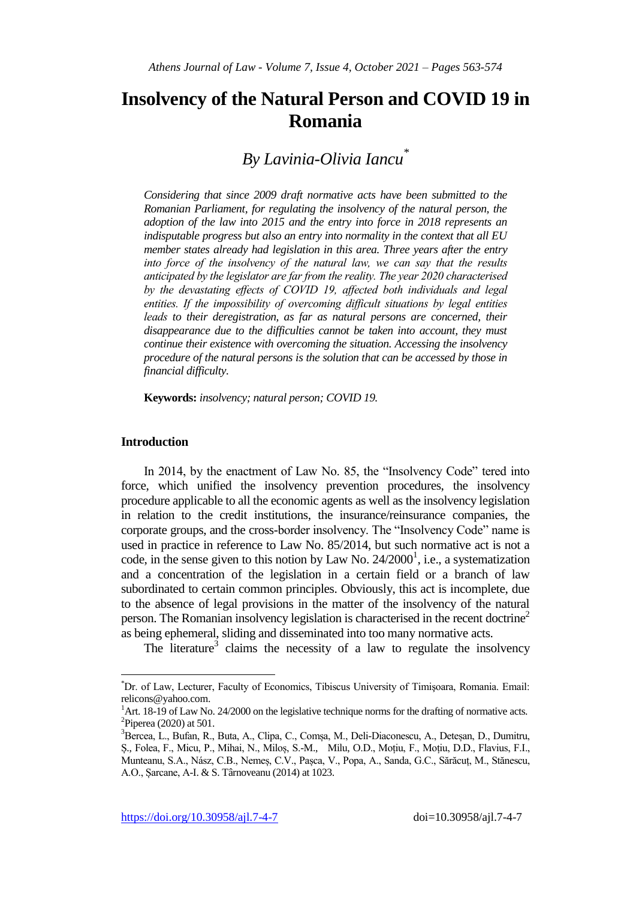# Insolvency of the Natural Person and COVID 19 in Romania

## *By Lavinia-Olivia Iancu*[*]

*Considering that since 2009 draft normative acts have been submitted to the Romanian Parliament, for regulating the insolvency of the natural person, the adoption of the law into 2015 and the entry into force in 2018 represents an indisputable progress but also an entry into normality in the context that all EU member states already had legislation in this area. Three years after the entry into force of the insolvency of the natural law, we can say that the results anticipated by the legislator are far from the reality. The year 2020 characterised by the devastating effects of COVID 19, affected both individuals and legal entities. If the impossibility of overcoming difficult situations by legal entities leads to their deregistration, as far as natural persons are concerned, their disappearance due to the difficulties cannot be taken into account, they must continue their existence with overcoming the situation. Accessing the insolvency procedure of the natural persons is the solution that can be accessed by those in financial difficulty.*

**Keywords:** *insolvency; natural person; COVID 19.*

### Introduction

In 2014, by the enactment of Law No. 85, the "Insolvency Code" tered into force, which unified the insolvency prevention procedures, the insolvency procedure applicable to all the economic agents as well as the insolvency legislation in relation to the credit institutions, the insurance/reinsurance companies, the corporate groups, and the cross-border insolvency. The "Insolvency Code" name is used in practice in reference to Law No. 85/2014, but such normative act is not a code, in the sense given to this notion by Law No. 24/2000[1], i.e., a systematization and a concentration of the legislation in a certain field or a branch of law subordinated to certain common principles. Obviously, this act is incomplete, due to the absence of legal provisions in the matter of the insolvency of the natural person. The Romanian insolvency legislation is characterised in the recent doctrine[2] as being ephemeral, sliding and disseminated into too many normative acts.

The literature[3] claims the necessity of a law to regulate the insolvency

---

[*]Dr. of Law, Lecturer, Faculty of Economics, Tibiscus University of Timişoara, Romania. Email: relicons@yahoo.com.

[1]Art. 18-19 of Law No. 24/2000 on the legislative technique norms for the drafting of normative acts.

[2]Piperea (2020) at 501.

[3]Bercea, L., Bufan, R., Buta, A., Clipa, C., Comșa, M., Deli-Diaconescu, A., Deteșan, D., Dumitru, Ș., Folea, F., Micu, P., Mihai, N., Miloș, S.-M., Milu, O.D., Moțiu, F., Moțiu, D.D., Flavius, F.I., Munteanu, S.A., Nász, C.B., Nemeș, C.V., Pașca, V., Popa, A., Sanda, G.C., Sărăcuț, M., Stănescu, A.O., Șarcane, A-I. & S. Târnoveanu (2014) at 1023.

https://doi.org/10.30958/ajl.7-4-7 doi=10.30958/ajl.7-4-7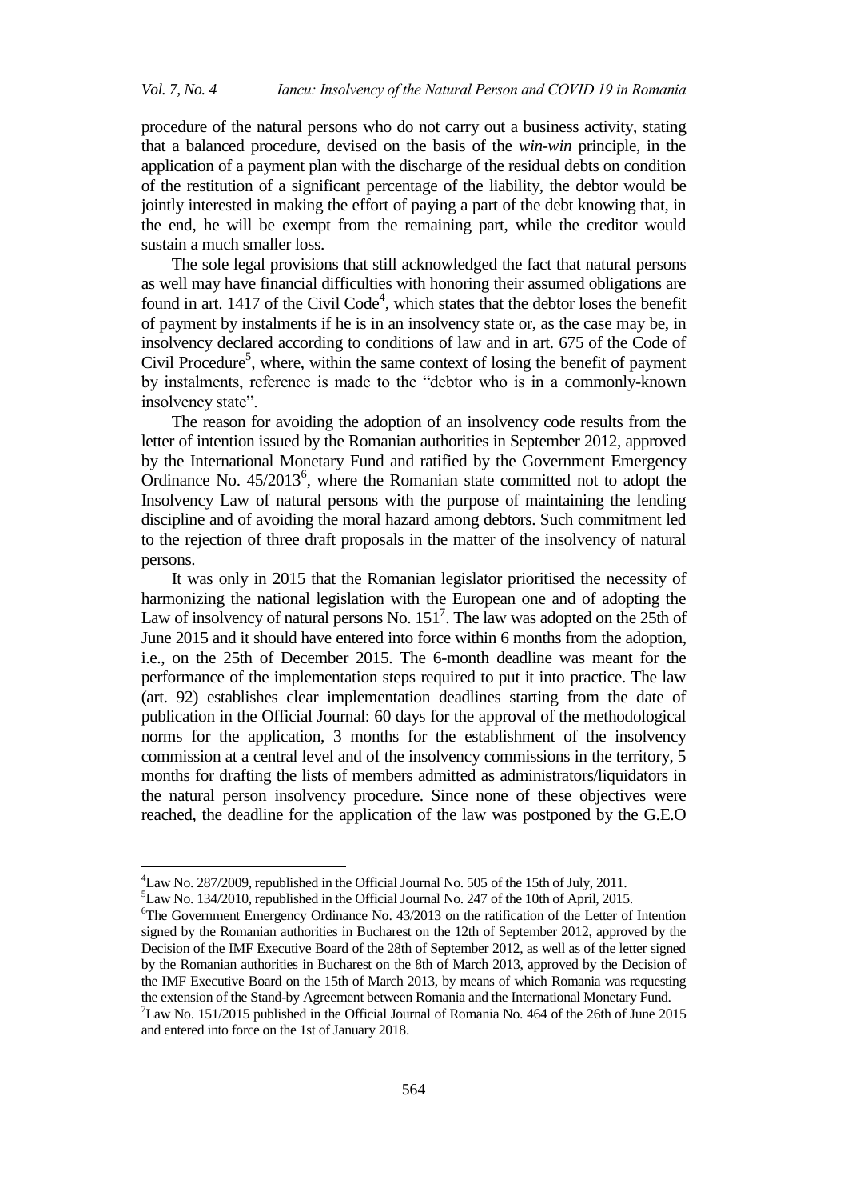procedure of the natural persons who do not carry out a business activity, stating that a balanced procedure, devised on the basis of the *win-win* principle, in the application of a payment plan with the discharge of the residual debts on condition of the restitution of a significant percentage of the liability, the debtor would be jointly interested in making the effort of paying a part of the debt knowing that, in the end, he will be exempt from the remaining part, while the creditor would sustain a much smaller loss.

The sole legal provisions that still acknowledged the fact that natural persons as well may have financial difficulties with honoring their assumed obligations are found in art. 1417 of the Civil Code[4], which states that the debtor loses the benefit of payment by instalments if he is in an insolvency state or, as the case may be, in insolvency declared according to conditions of law and in art. 675 of the Code of Civil Procedure[5], where, within the same context of losing the benefit of payment by instalments, reference is made to the "debtor who is in a commonly-known insolvency state".

The reason for avoiding the adoption of an insolvency code results from the letter of intention issued by the Romanian authorities in September 2012, approved by the International Monetary Fund and ratified by the Government Emergency Ordinance No. 45/2013[6], where the Romanian state committed not to adopt the Insolvency Law of natural persons with the purpose of maintaining the lending discipline and of avoiding the moral hazard among debtors. Such commitment led to the rejection of three draft proposals in the matter of the insolvency of natural persons.

It was only in 2015 that the Romanian legislator prioritised the necessity of harmonizing the national legislation with the European one and of adopting the Law of insolvency of natural persons No. 151[7]. The law was adopted on the 25th of June 2015 and it should have entered into force within 6 months from the adoption, i.e., on the 25th of December 2015. The 6-month deadline was meant for the performance of the implementation steps required to put it into practice. The law (art. 92) establishes clear implementation deadlines starting from the date of publication in the Official Journal: 60 days for the approval of the methodological norms for the application, 3 months for the establishment of the insolvency commission at a central level and of the insolvency commissions in the territory, 5 months for drafting the lists of members admitted as administrators/liquidators in the natural person insolvency procedure. Since none of these objectives were reached, the deadline for the application of the law was postponed by the G.E.O

---

[4] Law No. 287/2009, republished in the Official Journal No. 505 of the 15th of July, 2011.

[5] Law No. 134/2010, republished in the Official Journal No. 247 of the 10th of April, 2015.

[6] The Government Emergency Ordinance No. 43/2013 on the ratification of the Letter of Intention signed by the Romanian authorities in Bucharest on the 12th of September 2012, approved by the Decision of the IMF Executive Board of the 28th of September 2012, as well as of the letter signed by the Romanian authorities in Bucharest on the 8th of March 2013, approved by the Decision of the IMF Executive Board on the 15th of March 2013, by means of which Romania was requesting the extension of the Stand-by Agreement between Romania and the International Monetary Fund.

[7] Law No. 151/2015 published in the Official Journal of Romania No. 464 of the 26th of June 2015 and entered into force on the 1st of January 2018.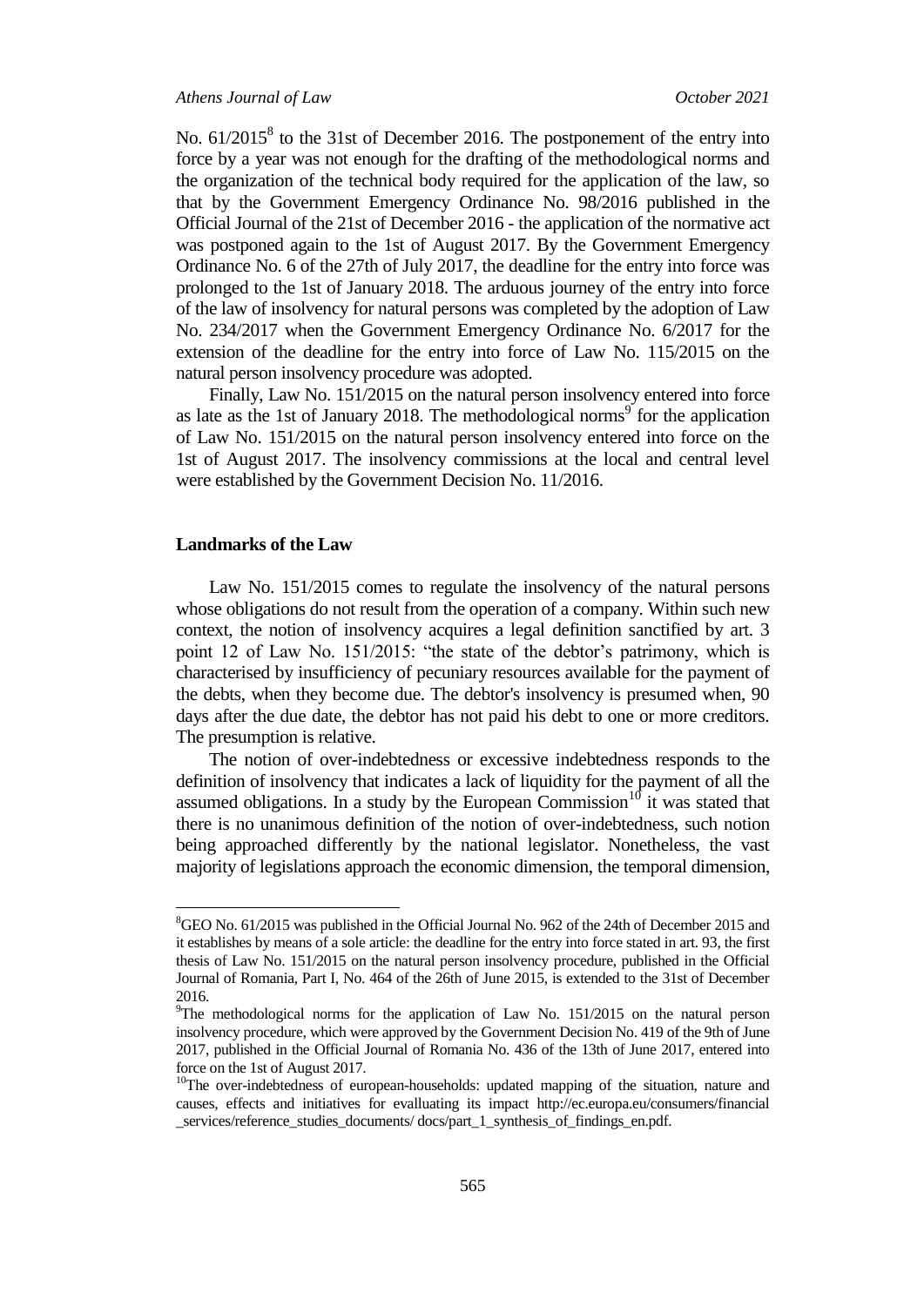No. 61/2015[8] to the 31st of December 2016. The postponement of the entry into force by a year was not enough for the drafting of the methodological norms and the organization of the technical body required for the application of the law, so that by the Government Emergency Ordinance No. 98/2016 published in the Official Journal of the 21st of December 2016 - the application of the normative act was postponed again to the 1st of August 2017. By the Government Emergency Ordinance No. 6 of the 27th of July 2017, the deadline for the entry into force was prolonged to the 1st of January 2018. The arduous journey of the entry into force of the law of insolvency for natural persons was completed by the adoption of Law No. 234/2017 when the Government Emergency Ordinance No. 6/2017 for the extension of the deadline for the entry into force of Law No. 115/2015 on the natural person insolvency procedure was adopted.

Finally, Law No. 151/2015 on the natural person insolvency entered into force as late as the 1st of January 2018. The methodological norms[9] for the application of Law No. 151/2015 on the natural person insolvency entered into force on the 1st of August 2017. The insolvency commissions at the local and central level were established by the Government Decision No. 11/2016.

## Landmarks of the Law

Law No. 151/2015 comes to regulate the insolvency of the natural persons whose obligations do not result from the operation of a company. Within such new context, the notion of insolvency acquires a legal definition sanctified by art. 3 point 12 of Law No. 151/2015: "the state of the debtor's patrimony, which is characterised by insufficiency of pecuniary resources available for the payment of the debts, when they become due. The debtor's insolvency is presumed when, 90 days after the due date, the debtor has not paid his debt to one or more creditors. The presumption is relative.

The notion of over-indebtedness or excessive indebtedness responds to the definition of insolvency that indicates a lack of liquidity for the payment of all the assumed obligations. In a study by the European Commission[10] it was stated that there is no unanimous definition of the notion of over-indebtedness, such notion being approached differently by the national legislator. Nonetheless, the vast majority of legislations approach the economic dimension, the temporal dimension,

---

[8] GEO No. 61/2015 was published in the Official Journal No. 962 of the 24th of December 2015 and it establishes by means of a sole article: the deadline for the entry into force stated in art. 93, the first thesis of Law No. 151/2015 on the natural person insolvency procedure, published in the Official Journal of Romania, Part I, No. 464 of the 26th of June 2015, is extended to the 31st of December 2016.

[9] The methodological norms for the application of Law No. 151/2015 on the natural person insolvency procedure, which were approved by the Government Decision No. 419 of the 9th of June 2017, published in the Official Journal of Romania No. 436 of the 13th of June 2017, entered into force on the 1st of August 2017.

[10] The over-indebtedness of european-households: updated mapping of the situation, nature and causes, effects and initiatives for evalluating its impact http://ec.europa.eu/consumers/financial_services/reference_studies_documents/ docs/part_1_synthesis_of_findings_en.pdf.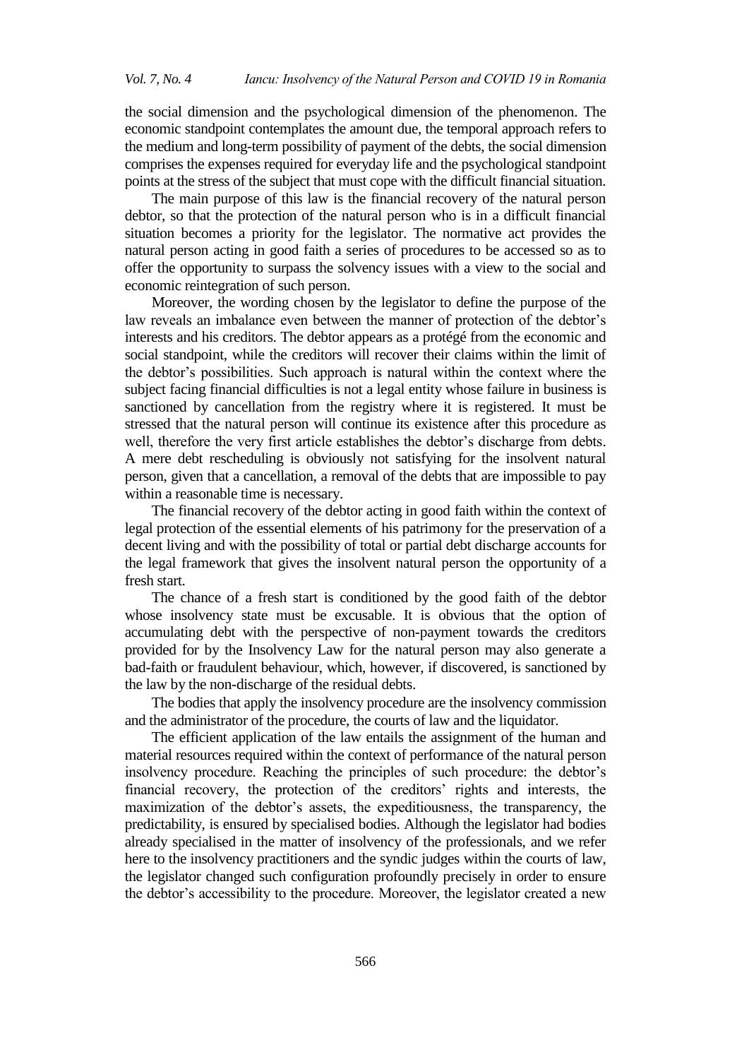the social dimension and the psychological dimension of the phenomenon. The economic standpoint contemplates the amount due, the temporal approach refers to the medium and long-term possibility of payment of the debts, the social dimension comprises the expenses required for everyday life and the psychological standpoint points at the stress of the subject that must cope with the difficult financial situation.

The main purpose of this law is the financial recovery of the natural person debtor, so that the protection of the natural person who is in a difficult financial situation becomes a priority for the legislator. The normative act provides the natural person acting in good faith a series of procedures to be accessed so as to offer the opportunity to surpass the solvency issues with a view to the social and economic reintegration of such person.

Moreover, the wording chosen by the legislator to define the purpose of the law reveals an imbalance even between the manner of protection of the debtor's interests and his creditors. The debtor appears as a protégé from the economic and social standpoint, while the creditors will recover their claims within the limit of the debtor's possibilities. Such approach is natural within the context where the subject facing financial difficulties is not a legal entity whose failure in business is sanctioned by cancellation from the registry where it is registered. It must be stressed that the natural person will continue its existence after this procedure as well, therefore the very first article establishes the debtor's discharge from debts. A mere debt rescheduling is obviously not satisfying for the insolvent natural person, given that a cancellation, a removal of the debts that are impossible to pay within a reasonable time is necessary.

The financial recovery of the debtor acting in good faith within the context of legal protection of the essential elements of his patrimony for the preservation of a decent living and with the possibility of total or partial debt discharge accounts for the legal framework that gives the insolvent natural person the opportunity of a fresh start.

The chance of a fresh start is conditioned by the good faith of the debtor whose insolvency state must be excusable. It is obvious that the option of accumulating debt with the perspective of non-payment towards the creditors provided for by the Insolvency Law for the natural person may also generate a bad-faith or fraudulent behaviour, which, however, if discovered, is sanctioned by the law by the non-discharge of the residual debts.

The bodies that apply the insolvency procedure are the insolvency commission and the administrator of the procedure, the courts of law and the liquidator.

The efficient application of the law entails the assignment of the human and material resources required within the context of performance of the natural person insolvency procedure. Reaching the principles of such procedure: the debtor's financial recovery, the protection of the creditors' rights and interests, the maximization of the debtor's assets, the expeditiousness, the transparency, the predictability, is ensured by specialised bodies. Although the legislator had bodies already specialised in the matter of insolvency of the professionals, and we refer here to the insolvency practitioners and the syndic judges within the courts of law, the legislator changed such configuration profoundly precisely in order to ensure the debtor's accessibility to the procedure. Moreover, the legislator created a new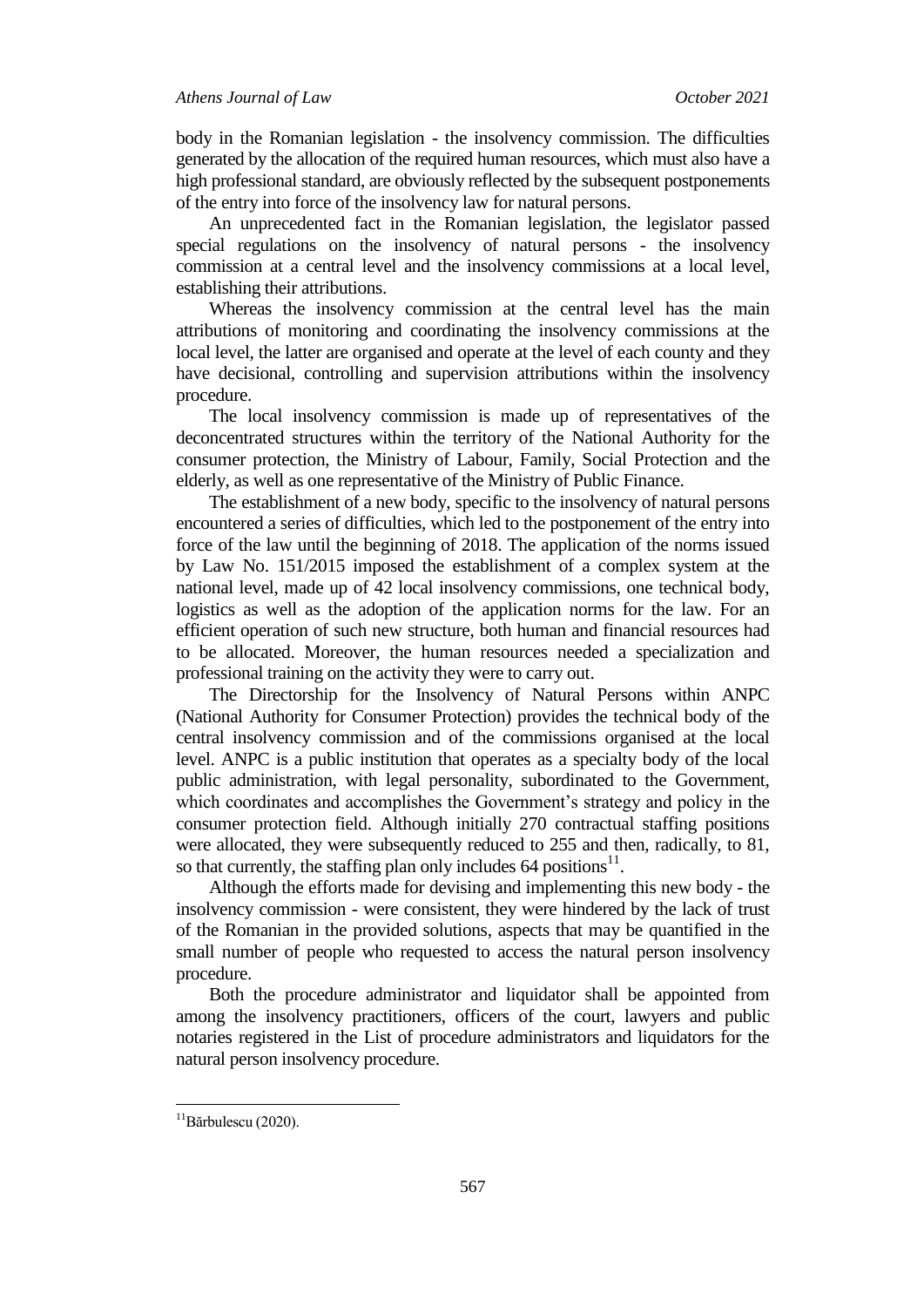body in the Romanian legislation - the insolvency commission. The difficulties generated by the allocation of the required human resources, which must also have a high professional standard, are obviously reflected by the subsequent postponements of the entry into force of the insolvency law for natural persons.

An unprecedented fact in the Romanian legislation, the legislator passed special regulations on the insolvency of natural persons - the insolvency commission at a central level and the insolvency commissions at a local level, establishing their attributions.

Whereas the insolvency commission at the central level has the main attributions of monitoring and coordinating the insolvency commissions at the local level, the latter are organised and operate at the level of each county and they have decisional, controlling and supervision attributions within the insolvency procedure.

The local insolvency commission is made up of representatives of the deconcentrated structures within the territory of the National Authority for the consumer protection, the Ministry of Labour, Family, Social Protection and the elderly, as well as one representative of the Ministry of Public Finance.

The establishment of a new body, specific to the insolvency of natural persons encountered a series of difficulties, which led to the postponement of the entry into force of the law until the beginning of 2018. The application of the norms issued by Law No. 151/2015 imposed the establishment of a complex system at the national level, made up of 42 local insolvency commissions, one technical body, logistics as well as the adoption of the application norms for the law. For an efficient operation of such new structure, both human and financial resources had to be allocated. Moreover, the human resources needed a specialization and professional training on the activity they were to carry out.

The Directorship for the Insolvency of Natural Persons within ANPC (National Authority for Consumer Protection) provides the technical body of the central insolvency commission and of the commissions organised at the local level. ANPC is a public institution that operates as a specialty body of the local public administration, with legal personality, subordinated to the Government, which coordinates and accomplishes the Government's strategy and policy in the consumer protection field. Although initially 270 contractual staffing positions were allocated, they were subsequently reduced to 255 and then, radically, to 81, so that currently, the staffing plan only includes 64 positions[11].

Although the efforts made for devising and implementing this new body - the insolvency commission - were consistent, they were hindered by the lack of trust of the Romanian in the provided solutions, aspects that may be quantified in the small number of people who requested to access the natural person insolvency procedure.

Both the procedure administrator and liquidator shall be appointed from among the insolvency practitioners, officers of the court, lawyers and public notaries registered in the List of procedure administrators and liquidators for the natural person insolvency procedure.

---

[11] Bărbulescu (2020).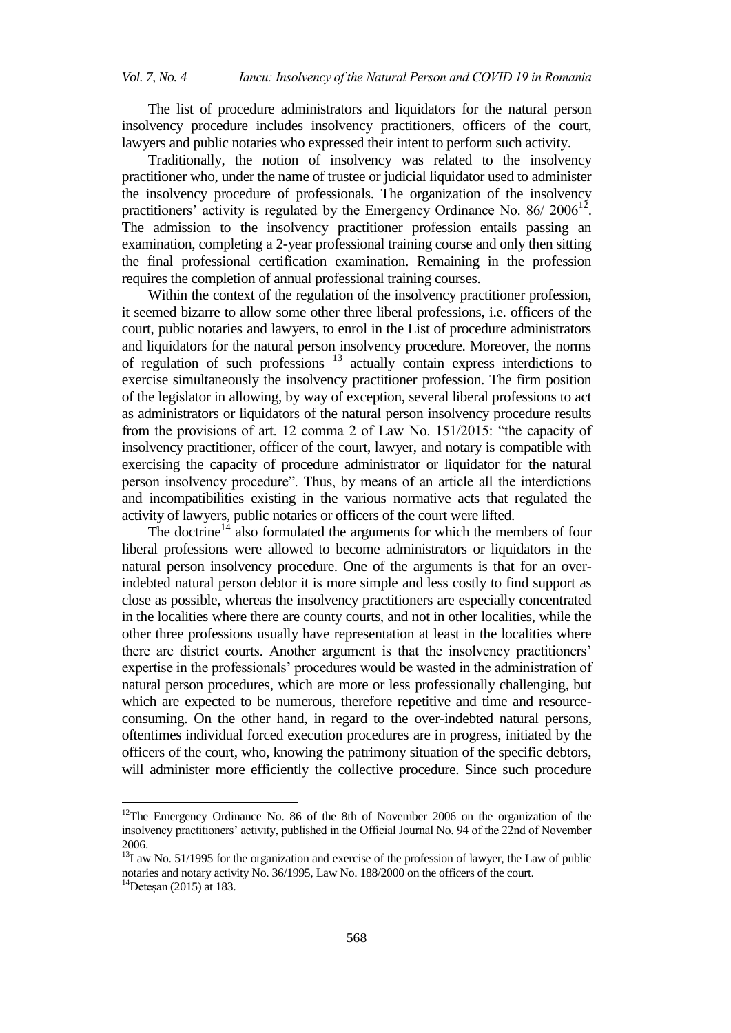The list of procedure administrators and liquidators for the natural person insolvency procedure includes insolvency practitioners, officers of the court, lawyers and public notaries who expressed their intent to perform such activity.

Traditionally, the notion of insolvency was related to the insolvency practitioner who, under the name of trustee or judicial liquidator used to administer the insolvency procedure of professionals. The organization of the insolvency practitioners' activity is regulated by the Emergency Ordinance No. 86/ 2006[12]. The admission to the insolvency practitioner profession entails passing an examination, completing a 2-year professional training course and only then sitting the final professional certification examination. Remaining in the profession requires the completion of annual professional training courses.

Within the context of the regulation of the insolvency practitioner profession, it seemed bizarre to allow some other three liberal professions, i.e. officers of the court, public notaries and lawyers, to enrol in the List of procedure administrators and liquidators for the natural person insolvency procedure. Moreover, the norms of regulation of such professions [13] actually contain express interdictions to exercise simultaneously the insolvency practitioner profession. The firm position of the legislator in allowing, by way of exception, several liberal professions to act as administrators or liquidators of the natural person insolvency procedure results from the provisions of art. 12 comma 2 of Law No. 151/2015: "the capacity of insolvency practitioner, officer of the court, lawyer, and notary is compatible with exercising the capacity of procedure administrator or liquidator for the natural person insolvency procedure". Thus, by means of an article all the interdictions and incompatibilities existing in the various normative acts that regulated the activity of lawyers, public notaries or officers of the court were lifted.

The doctrine[14] also formulated the arguments for which the members of four liberal professions were allowed to become administrators or liquidators in the natural person insolvency procedure. One of the arguments is that for an over-indebted natural person debtor it is more simple and less costly to find support as close as possible, whereas the insolvency practitioners are especially concentrated in the localities where there are county courts, and not in other localities, while the other three professions usually have representation at least in the localities where there are district courts. Another argument is that the insolvency practitioners' expertise in the professionals' procedures would be wasted in the administration of natural person procedures, which are more or less professionally challenging, but which are expected to be numerous, therefore repetitive and time and resource-consuming. On the other hand, in regard to the over-indebted natural persons, oftentimes individual forced execution procedures are in progress, initiated by the officers of the court, who, knowing the patrimony situation of the specific debtors, will administer more efficiently the collective procedure. Since such procedure

---

[12] The Emergency Ordinance No. 86 of the 8th of November 2006 on the organization of the insolvency practitioners' activity, published in the Official Journal No. 94 of the 22nd of November 2006.

[13] Law No. 51/1995 for the organization and exercise of the profession of lawyer, the Law of public notaries and notary activity No. 36/1995, Law No. 188/2000 on the officers of the court.

[14] Deteșan (2015) at 183.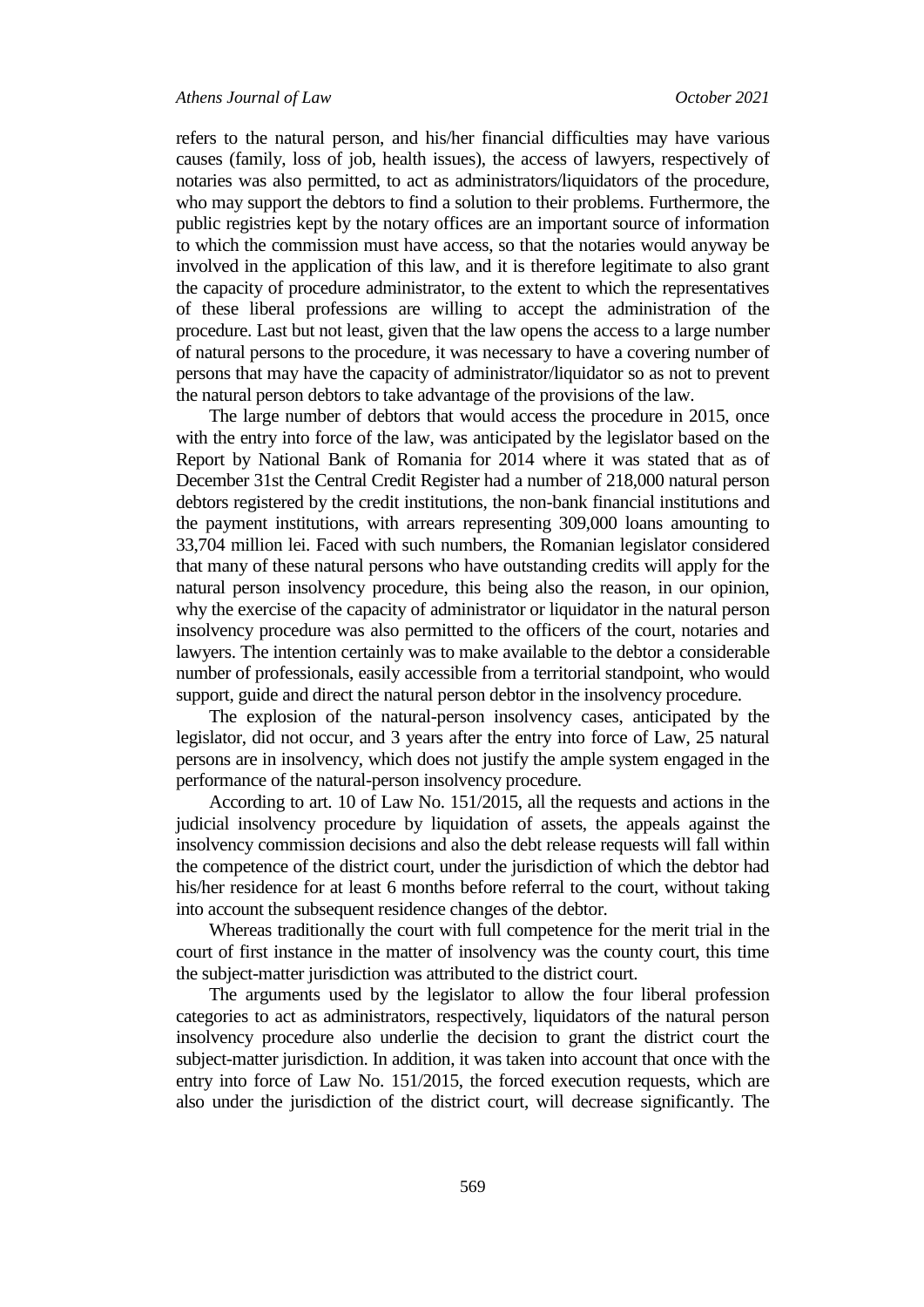refers to the natural person, and his/her financial difficulties may have various causes (family, loss of job, health issues), the access of lawyers, respectively of notaries was also permitted, to act as administrators/liquidators of the procedure, who may support the debtors to find a solution to their problems. Furthermore, the public registries kept by the notary offices are an important source of information to which the commission must have access, so that the notaries would anyway be involved in the application of this law, and it is therefore legitimate to also grant the capacity of procedure administrator, to the extent to which the representatives of these liberal professions are willing to accept the administration of the procedure. Last but not least, given that the law opens the access to a large number of natural persons to the procedure, it was necessary to have a covering number of persons that may have the capacity of administrator/liquidator so as not to prevent the natural person debtors to take advantage of the provisions of the law.

The large number of debtors that would access the procedure in 2015, once with the entry into force of the law, was anticipated by the legislator based on the Report by National Bank of Romania for 2014 where it was stated that as of December 31st the Central Credit Register had a number of 218,000 natural person debtors registered by the credit institutions, the non-bank financial institutions and the payment institutions, with arrears representing 309,000 loans amounting to 33,704 million lei. Faced with such numbers, the Romanian legislator considered that many of these natural persons who have outstanding credits will apply for the natural person insolvency procedure, this being also the reason, in our opinion, why the exercise of the capacity of administrator or liquidator in the natural person insolvency procedure was also permitted to the officers of the court, notaries and lawyers. The intention certainly was to make available to the debtor a considerable number of professionals, easily accessible from a territorial standpoint, who would support, guide and direct the natural person debtor in the insolvency procedure.

The explosion of the natural-person insolvency cases, anticipated by the legislator, did not occur, and 3 years after the entry into force of Law, 25 natural persons are in insolvency, which does not justify the ample system engaged in the performance of the natural-person insolvency procedure.

According to art. 10 of Law No. 151/2015, all the requests and actions in the judicial insolvency procedure by liquidation of assets, the appeals against the insolvency commission decisions and also the debt release requests will fall within the competence of the district court, under the jurisdiction of which the debtor had his/her residence for at least 6 months before referral to the court, without taking into account the subsequent residence changes of the debtor.

Whereas traditionally the court with full competence for the merit trial in the court of first instance in the matter of insolvency was the county court, this time the subject-matter jurisdiction was attributed to the district court.

The arguments used by the legislator to allow the four liberal profession categories to act as administrators, respectively, liquidators of the natural person insolvency procedure also underlie the decision to grant the district court the subject-matter jurisdiction. In addition, it was taken into account that once with the entry into force of Law No. 151/2015, the forced execution requests, which are also under the jurisdiction of the district court, will decrease significantly. The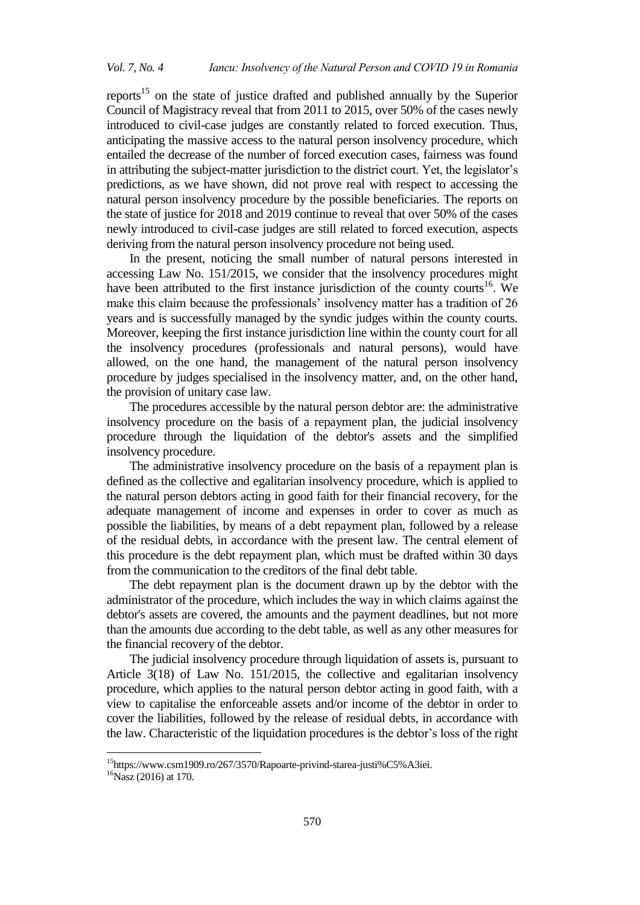reports[15] on the state of justice drafted and published annually by the Superior Council of Magistracy reveal that from 2011 to 2015, over 50% of the cases newly introduced to civil-case judges are constantly related to forced execution. Thus, anticipating the massive access to the natural person insolvency procedure, which entailed the decrease of the number of forced execution cases, fairness was found in attributing the subject-matter jurisdiction to the district court. Yet, the legislator's predictions, as we have shown, did not prove real with respect to accessing the natural person insolvency procedure by the possible beneficiaries. The reports on the state of justice for 2018 and 2019 continue to reveal that over 50% of the cases newly introduced to civil-case judges are still related to forced execution, aspects deriving from the natural person insolvency procedure not being used.

In the present, noticing the small number of natural persons interested in accessing Law No. 151/2015, we consider that the insolvency procedures might have been attributed to the first instance jurisdiction of the county courts[16]. We make this claim because the professionals' insolvency matter has a tradition of 26 years and is successfully managed by the syndic judges within the county courts. Moreover, keeping the first instance jurisdiction line within the county court for all the insolvency procedures (professionals and natural persons), would have allowed, on the one hand, the management of the natural person insolvency procedure by judges specialised in the insolvency matter, and, on the other hand, the provision of unitary case law.

The procedures accessible by the natural person debtor are: the administrative insolvency procedure on the basis of a repayment plan, the judicial insolvency procedure through the liquidation of the debtor's assets and the simplified insolvency procedure.

The administrative insolvency procedure on the basis of a repayment plan is defined as the collective and egalitarian insolvency procedure, which is applied to the natural person debtors acting in good faith for their financial recovery, for the adequate management of income and expenses in order to cover as much as possible the liabilities, by means of a debt repayment plan, followed by a release of the residual debts, in accordance with the present law. The central element of this procedure is the debt repayment plan, which must be drafted within 30 days from the communication to the creditors of the final debt table.

The debt repayment plan is the document drawn up by the debtor with the administrator of the procedure, which includes the way in which claims against the debtor's assets are covered, the amounts and the payment deadlines, but not more than the amounts due according to the debt table, as well as any other measures for the financial recovery of the debtor.

The judicial insolvency procedure through liquidation of assets is, pursuant to Article 3(18) of Law No. 151/2015, the collective and egalitarian insolvency procedure, which applies to the natural person debtor acting in good faith, with a view to capitalise the enforceable assets and/or income of the debtor in order to cover the liabilities, followed by the release of residual debts, in accordance with the law. Characteristic of the liquidation procedures is the debtor's loss of the right

---

[15] https://www.csm1909.ro/267/3570/Rapoarte-privind-starea-justi%C5%A3iei.

[16] Nasz (2016) at 170.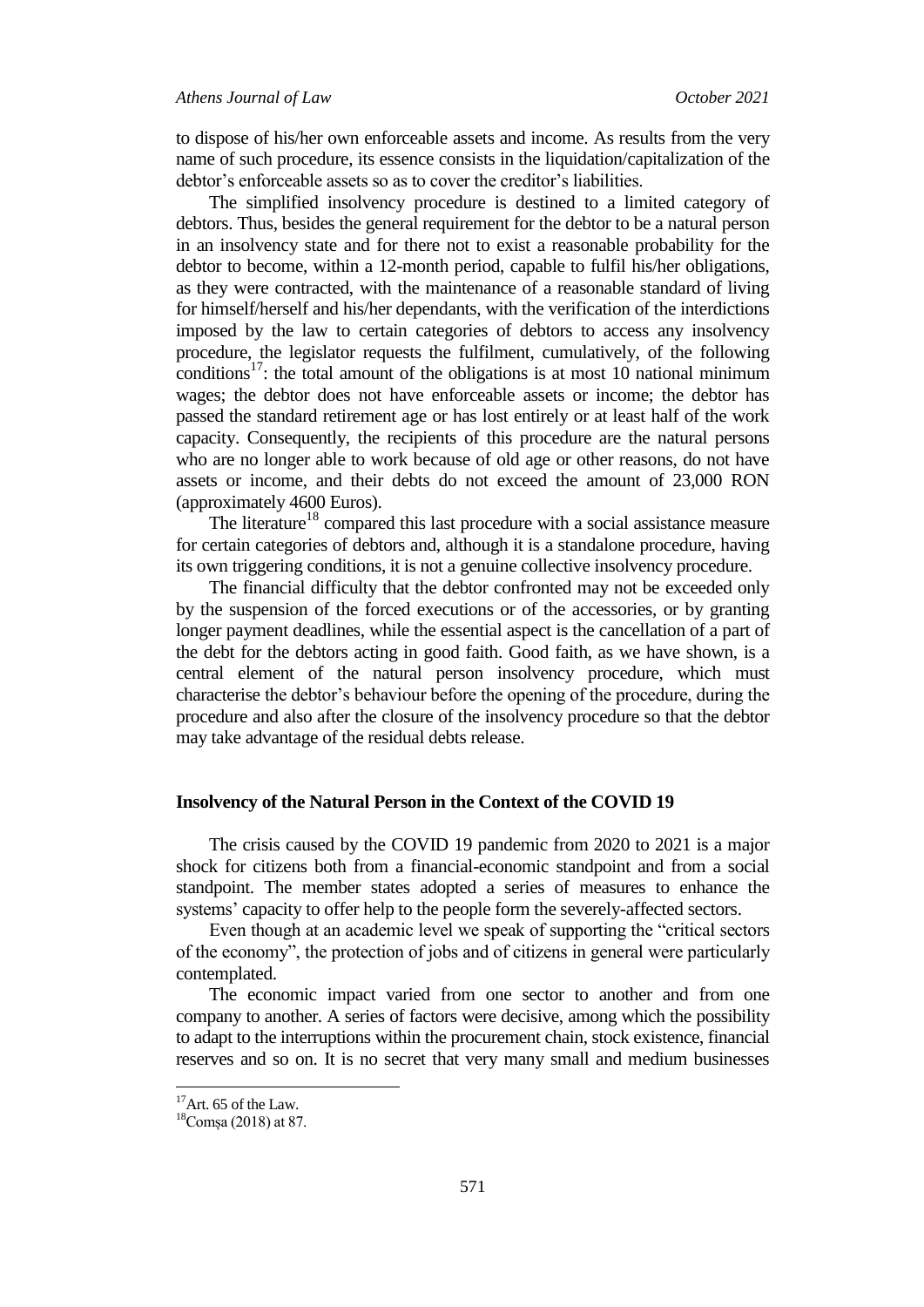to dispose of his/her own enforceable assets and income. As results from the very name of such procedure, its essence consists in the liquidation/capitalization of the debtor's enforceable assets so as to cover the creditor's liabilities.

The simplified insolvency procedure is destined to a limited category of debtors. Thus, besides the general requirement for the debtor to be a natural person in an insolvency state and for there not to exist a reasonable probability for the debtor to become, within a 12-month period, capable to fulfil his/her obligations, as they were contracted, with the maintenance of a reasonable standard of living for himself/herself and his/her dependants, with the verification of the interdictions imposed by the law to certain categories of debtors to access any insolvency procedure, the legislator requests the fulfilment, cumulatively, of the following conditions[17]: the total amount of the obligations is at most 10 national minimum wages; the debtor does not have enforceable assets or income; the debtor has passed the standard retirement age or has lost entirely or at least half of the work capacity. Consequently, the recipients of this procedure are the natural persons who are no longer able to work because of old age or other reasons, do not have assets or income, and their debts do not exceed the amount of 23,000 RON (approximately 4600 Euros).

The literature[18] compared this last procedure with a social assistance measure for certain categories of debtors and, although it is a standalone procedure, having its own triggering conditions, it is not a genuine collective insolvency procedure.

The financial difficulty that the debtor confronted may not be exceeded only by the suspension of the forced executions or of the accessories, or by granting longer payment deadlines, while the essential aspect is the cancellation of a part of the debt for the debtors acting in good faith. Good faith, as we have shown, is a central element of the natural person insolvency procedure, which must characterise the debtor's behaviour before the opening of the procedure, during the procedure and also after the closure of the insolvency procedure so that the debtor may take advantage of the residual debts release.

## Insolvency of the Natural Person in the Context of the COVID 19

The crisis caused by the COVID 19 pandemic from 2020 to 2021 is a major shock for citizens both from a financial-economic standpoint and from a social standpoint. The member states adopted a series of measures to enhance the systems' capacity to offer help to the people form the severely-affected sectors.

Even though at an academic level we speak of supporting the "critical sectors of the economy", the protection of jobs and of citizens in general were particularly contemplated.

The economic impact varied from one sector to another and from one company to another. A series of factors were decisive, among which the possibility to adapt to the interruptions within the procurement chain, stock existence, financial reserves and so on. It is no secret that very many small and medium businesses

---

[17] Art. 65 of the Law.

[18] Comșa (2018) at 87.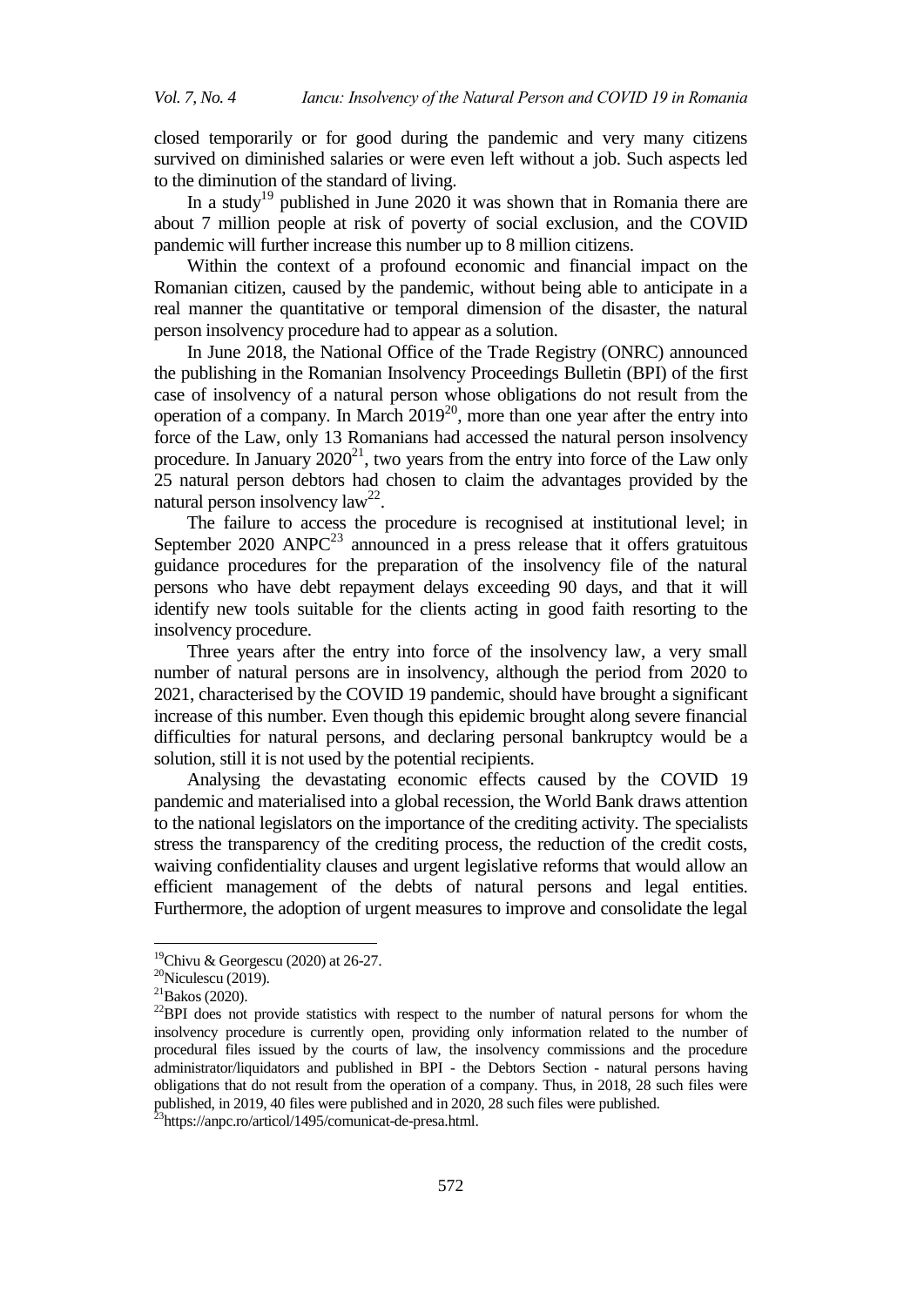closed temporarily or for good during the pandemic and very many citizens survived on diminished salaries or were even left without a job. Such aspects led to the diminution of the standard of living.

In a study[19] published in June 2020 it was shown that in Romania there are about 7 million people at risk of poverty of social exclusion, and the COVID pandemic will further increase this number up to 8 million citizens.

Within the context of a profound economic and financial impact on the Romanian citizen, caused by the pandemic, without being able to anticipate in a real manner the quantitative or temporal dimension of the disaster, the natural person insolvency procedure had to appear as a solution.

In June 2018, the National Office of the Trade Registry (ONRC) announced the publishing in the Romanian Insolvency Proceedings Bulletin (BPI) of the first case of insolvency of a natural person whose obligations do not result from the operation of a company. In March 2019[20], more than one year after the entry into force of the Law, only 13 Romanians had accessed the natural person insolvency procedure. In January 2020[21], two years from the entry into force of the Law only 25 natural person debtors had chosen to claim the advantages provided by the natural person insolvency law[22].

The failure to access the procedure is recognised at institutional level; in September 2020 ANPC[23] announced in a press release that it offers gratuitous guidance procedures for the preparation of the insolvency file of the natural persons who have debt repayment delays exceeding 90 days, and that it will identify new tools suitable for the clients acting in good faith resorting to the insolvency procedure.

Three years after the entry into force of the insolvency law, a very small number of natural persons are in insolvency, although the period from 2020 to 2021, characterised by the COVID 19 pandemic, should have brought a significant increase of this number. Even though this epidemic brought along severe financial difficulties for natural persons, and declaring personal bankruptcy would be a solution, still it is not used by the potential recipients.

Analysing the devastating economic effects caused by the COVID 19 pandemic and materialised into a global recession, the World Bank draws attention to the national legislators on the importance of the crediting activity. The specialists stress the transparency of the crediting process, the reduction of the credit costs, waiving confidentiality clauses and urgent legislative reforms that would allow an efficient management of the debts of natural persons and legal entities. Furthermore, the adoption of urgent measures to improve and consolidate the legal

---

[19] Chivu & Georgescu (2020) at 26-27.

[20] Niculescu (2019).

[21] Bakos (2020).

[22] BPI does not provide statistics with respect to the number of natural persons for whom the insolvency procedure is currently open, providing only information related to the number of procedural files issued by the courts of law, the insolvency commissions and the procedure administrator/liquidators and published in BPI - the Debtors Section - natural persons having obligations that do not result from the operation of a company. Thus, in 2018, 28 such files were published, in 2019, 40 files were published and in 2020, 28 such files were published.

[23] https://anpc.ro/articol/1495/comunicat-de-presa.html.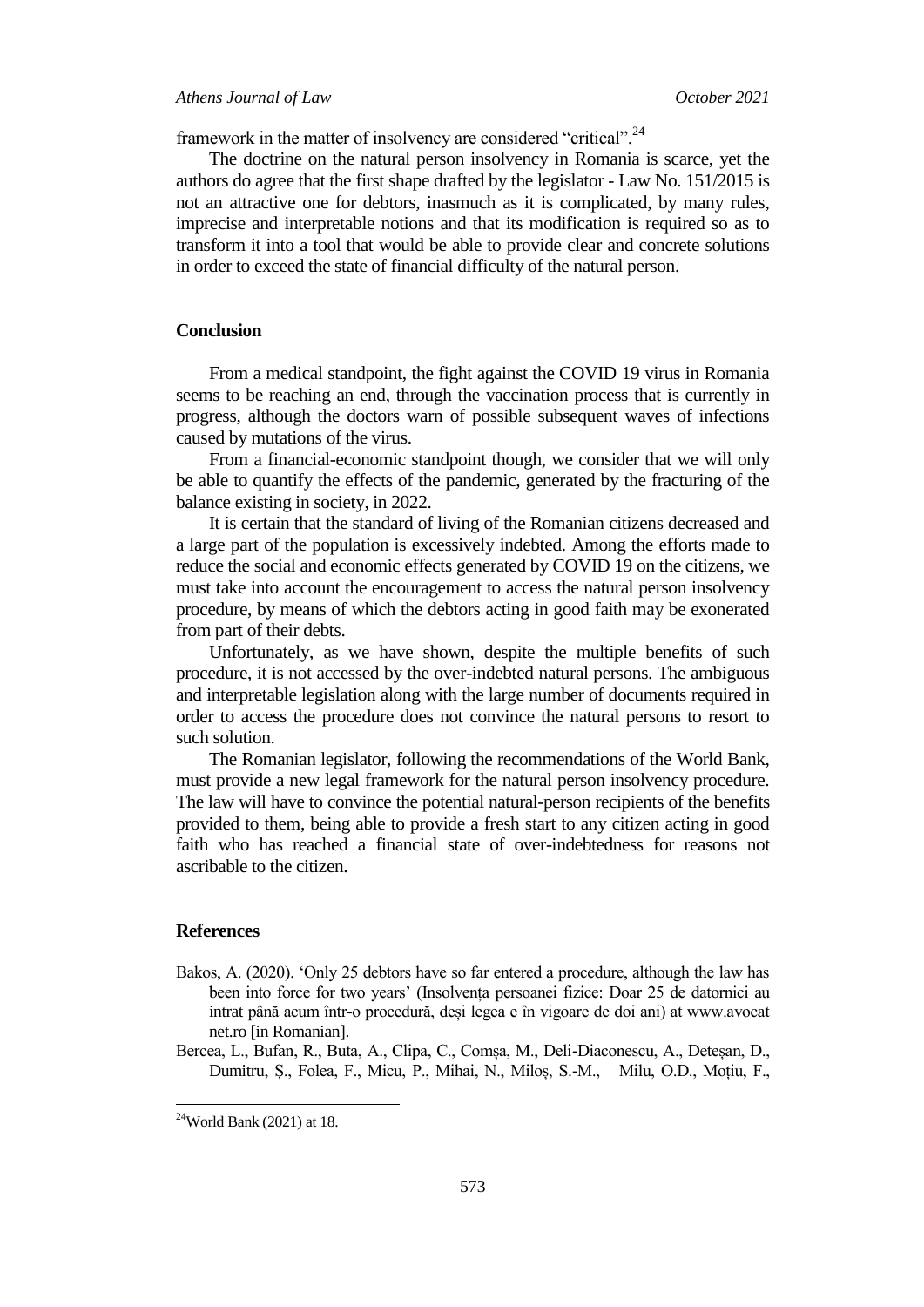framework in the matter of insolvency are considered “critical”.[24]

The doctrine on the natural person insolvency in Romania is scarce, yet the authors do agree that the first shape drafted by the legislator - Law No. 151/2015 is not an attractive one for debtors, inasmuch as it is complicated, by many rules, imprecise and interpretable notions and that its modification is required so as to transform it into a tool that would be able to provide clear and concrete solutions in order to exceed the state of financial difficulty of the natural person.

## Conclusion

From a medical standpoint, the fight against the COVID 19 virus in Romania seems to be reaching an end, through the vaccination process that is currently in progress, although the doctors warn of possible subsequent waves of infections caused by mutations of the virus.

From a financial-economic standpoint though, we consider that we will only be able to quantify the effects of the pandemic, generated by the fracturing of the balance existing in society, in 2022.

It is certain that the standard of living of the Romanian citizens decreased and a large part of the population is excessively indebted. Among the efforts made to reduce the social and economic effects generated by COVID 19 on the citizens, we must take into account the encouragement to access the natural person insolvency procedure, by means of which the debtors acting in good faith may be exonerated from part of their debts.

Unfortunately, as we have shown, despite the multiple benefits of such procedure, it is not accessed by the over-indebted natural persons. The ambiguous and interpretable legislation along with the large number of documents required in order to access the procedure does not convince the natural persons to resort to such solution.

The Romanian legislator, following the recommendations of the World Bank, must provide a new legal framework for the natural person insolvency procedure. The law will have to convince the potential natural-person recipients of the benefits provided to them, being able to provide a fresh start to any citizen acting in good faith who has reached a financial state of over-indebtedness for reasons not ascribable to the citizen.

## References

Bakos, A. (2020). ‘Only 25 debtors have so far entered a procedure, although the law has been into force for two years’ (Insolvența persoanei fizice: Doar 25 de datornici au intrat până acum într-o procedură, deși legea e în vigoare de doi ani) at www.avocatnet.ro [in Romanian].

Bercea, L., Bufan, R., Buta, A., Clipa, C., Comșa, M., Deli-Diaconescu, A., Deteșan, D., Dumitru, Ș., Folea, F., Micu, P., Mihai, N., Miloș, S.-M., Milu, O.D., Moțiu, F.,

[24]World Bank (2021) at 18.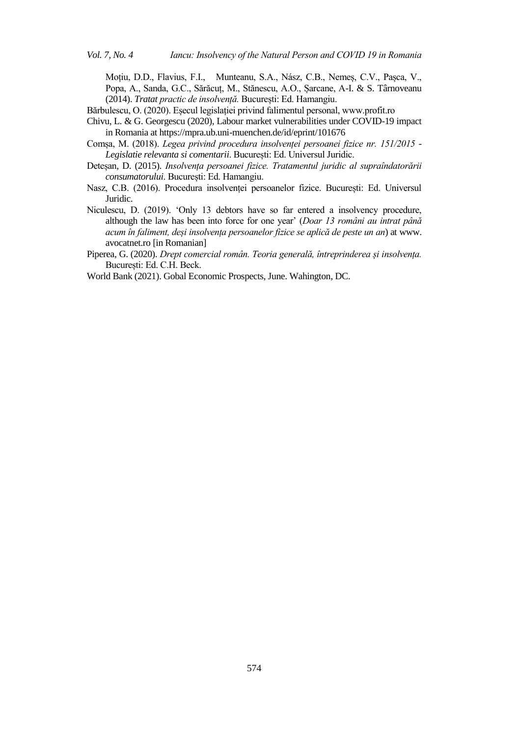Moțiu, D.D., Flavius, F.I., Munteanu, S.A., Nász, C.B., Nemeș, C.V., Pașca, V., Popa, A., Sanda, G.C., Sărăcuț, M., Stănescu, A.O., Șarcane, A-I. & S. Târnoveanu (2014). *Tratat practic de insolvență.* București: Ed. Hamangiu.

Bărbulescu, O. (2020). Eșecul legislației privind falimentul personal, www.profit.ro

Chivu, L. & G. Georgescu (2020), Labour market vulnerabilities under COVID-19 impact in Romania at https://mpra.ub.uni-muenchen.de/id/eprint/101676

Comșa, M. (2018). *Legea privind procedura insolvenței persoanei fizice nr. 151/2015 - Legislatie relevanta si comentarii*. București: Ed. Universul Juridic.

Deteșan, D. (2015). *Insolvența persoanei fizice. Tratamentul juridic al supraîndatorării consumatorului*. București: Ed. Hamangiu.

Nasz, C.B. (2016). Procedura insolvenței persoanelor fizice. București: Ed. Universul Juridic.

Niculescu, D. (2019). 'Only 13 debtors have so far entered a insolvency procedure, although the law has been into force for one year' (*Doar 13 români au intrat până acum în faliment, deși insolvența persoanelor fizice se aplică de peste un an*) at www.avocatnet.ro [in Romanian]

Piperea, G. (2020). *Drept comercial român. Teoria generală, întreprinderea și insolvența.* București: Ed. C.H. Beck.

World Bank (2021). Gobal Economic Prospects, June. Wahington, DC.